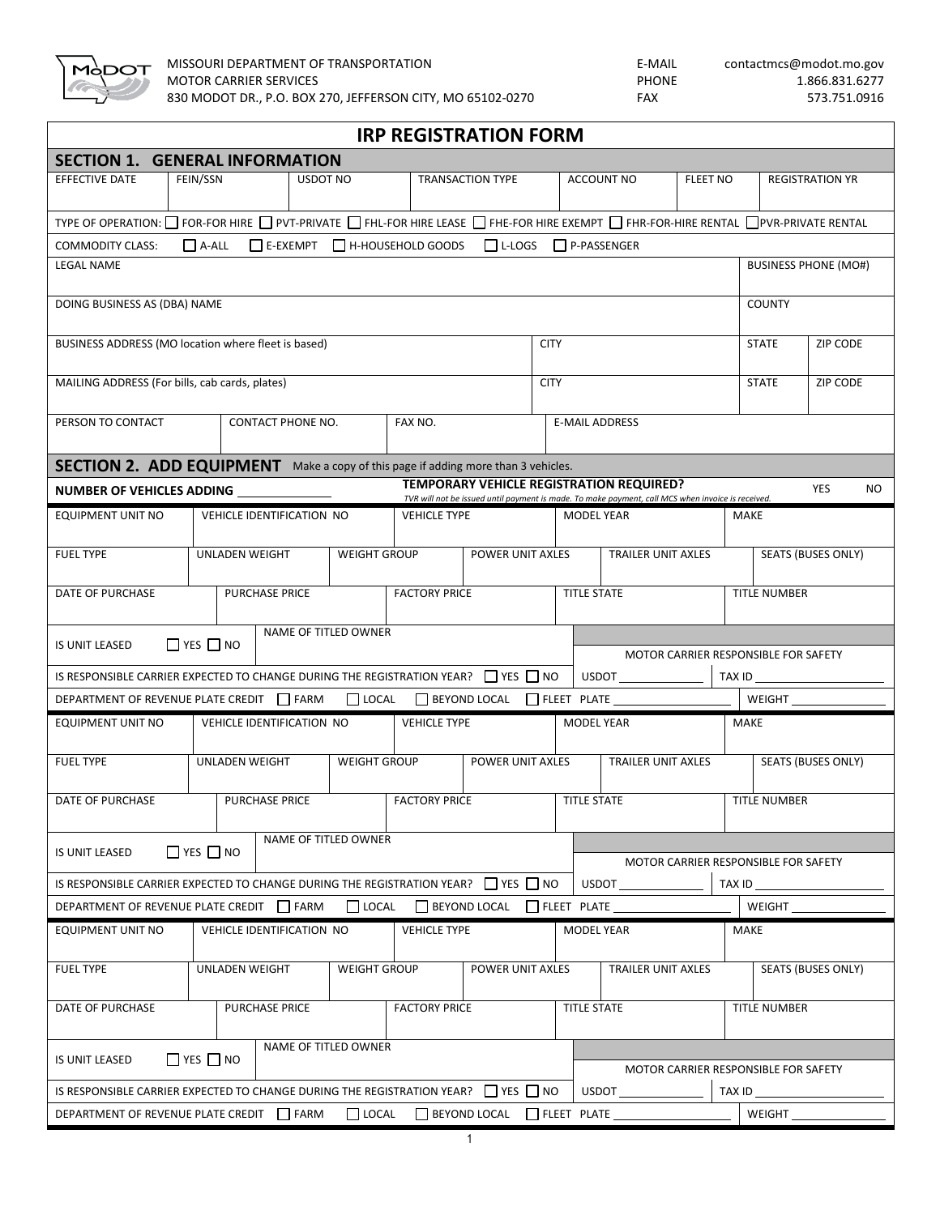MISSOURI DEPARTMENT OF TRANSPORTATION
MOTOR CARRIER SERVICES
830 MODOT DR., P.O. BOX 270, JEFFERSON CITY, MO 65102-0270

E-MAIL contactmcs@modot.mo.gov
PHONE 1.866.831.6277
FAX 573.751.0916

# IRP REGISTRATION FORM

## SECTION 1. GENERAL INFORMATION

| EFFECTIVE DATE | FEIN/SSN | USDOT NO | TRANSACTION TYPE | ACCOUNT NO | FLEET NO | REGISTRATION YR |
|---|---|---|---|---|---|---|
| | | | | | | |

TYPE OF OPERATION: ☐ FOR-FOR HIRE ☐ PVT-PRIVATE ☐ FHL-FOR HIRE LEASE ☐ FHE-FOR HIRE EXEMPT ☐ FHR-FOR-HIRE RENTAL ☐ PVR-PRIVATE RENTAL

COMMODITY CLASS: ☐ A-ALL ☐ E-EXEMPT ☐ H-HOUSEHOLD GOODS ☐ L-LOGS ☐ P-PASSENGER

| LEGAL NAME | | | BUSINESS PHONE (MO#) | |
|---|---|---|---|---|
| DOING BUSINESS AS (DBA) NAME | | | COUNTY | |
| BUSINESS ADDRESS (MO location where fleet is based) | CITY | | STATE | ZIP CODE |
| MAILING ADDRESS (For bills, cab cards, plates) | CITY | | STATE | ZIP CODE |

| PERSON TO CONTACT | CONTACT PHONE NO. | FAX NO. | E-MAIL ADDRESS |
|---|---|---|---|
| | | | |

## SECTION 2. ADD EQUIPMENT

Make a copy of this page if adding more than 3 vehicles.

**NUMBER OF VEHICLES ADDING** ______________

**TEMPORARY VEHICLE REGISTRATION REQUIRED?** YES NO

*TVR will not be issued until payment is made. To make payment, call MCS when invoice is received.*

| EQUIPMENT UNIT NO | VEHICLE IDENTIFICATION NO | VEHICLE TYPE | MODEL YEAR | MAKE |
|---|---|---|---|---|
| | | | | |

| FUEL TYPE | UNLADEN WEIGHT | WEIGHT GROUP | POWER UNIT AXLES | TRAILER UNIT AXLES | SEATS (BUSES ONLY) |
|---|---|---|---|---|---|
| | | | | | |

| DATE OF PURCHASE | PURCHASE PRICE | FACTORY PRICE | TITLE STATE | TITLE NUMBER |
|---|---|---|---|---|
| | | | | |

IS UNIT LEASED ☐ YES ☐ NO NAME OF TITLED OWNER

MOTOR CARRIER RESPONSIBLE FOR SAFETY

IS RESPONSIBLE CARRIER EXPECTED TO CHANGE DURING THE REGISTRATION YEAR? ☐ YES ☐ NO USDOT ______________ TAX ID ______________

DEPARTMENT OF REVENUE PLATE CREDIT ☐ FARM ☐ LOCAL ☐ BEYOND LOCAL ☐ FLEET PLATE ______________ WEIGHT ______________

| EQUIPMENT UNIT NO | VEHICLE IDENTIFICATION NO | VEHICLE TYPE | MODEL YEAR | MAKE |
|---|---|---|---|---|
| | | | | |

| FUEL TYPE | UNLADEN WEIGHT | WEIGHT GROUP | POWER UNIT AXLES | TRAILER UNIT AXLES | SEATS (BUSES ONLY) |
|---|---|---|---|---|---|
| | | | | | |

| DATE OF PURCHASE | PURCHASE PRICE | FACTORY PRICE | TITLE STATE | TITLE NUMBER |
|---|---|---|---|---|
| | | | | |

IS UNIT LEASED ☐ YES ☐ NO NAME OF TITLED OWNER

MOTOR CARRIER RESPONSIBLE FOR SAFETY

IS RESPONSIBLE CARRIER EXPECTED TO CHANGE DURING THE REGISTRATION YEAR? ☐ YES ☐ NO USDOT ______________ TAX ID ______________

DEPARTMENT OF REVENUE PLATE CREDIT ☐ FARM ☐ LOCAL ☐ BEYOND LOCAL ☐ FLEET PLATE ______________ WEIGHT ______________

| EQUIPMENT UNIT NO | VEHICLE IDENTIFICATION NO | VEHICLE TYPE | MODEL YEAR | MAKE |
|---|---|---|---|---|
| | | | | |

| FUEL TYPE | UNLADEN WEIGHT | WEIGHT GROUP | POWER UNIT AXLES | TRAILER UNIT AXLES | SEATS (BUSES ONLY) |
|---|---|---|---|---|---|
| | | | | | |

| DATE OF PURCHASE | PURCHASE PRICE | FACTORY PRICE | TITLE STATE | TITLE NUMBER |
|---|---|---|---|---|
| | | | | |

IS UNIT LEASED ☐ YES ☐ NO NAME OF TITLED OWNER

MOTOR CARRIER RESPONSIBLE FOR SAFETY

IS RESPONSIBLE CARRIER EXPECTED TO CHANGE DURING THE REGISTRATION YEAR? ☐ YES ☐ NO USDOT ______________ TAX ID ______________

DEPARTMENT OF REVENUE PLATE CREDIT ☐ FARM ☐ LOCAL ☐ BEYOND LOCAL ☐ FLEET PLATE ______________ WEIGHT ______________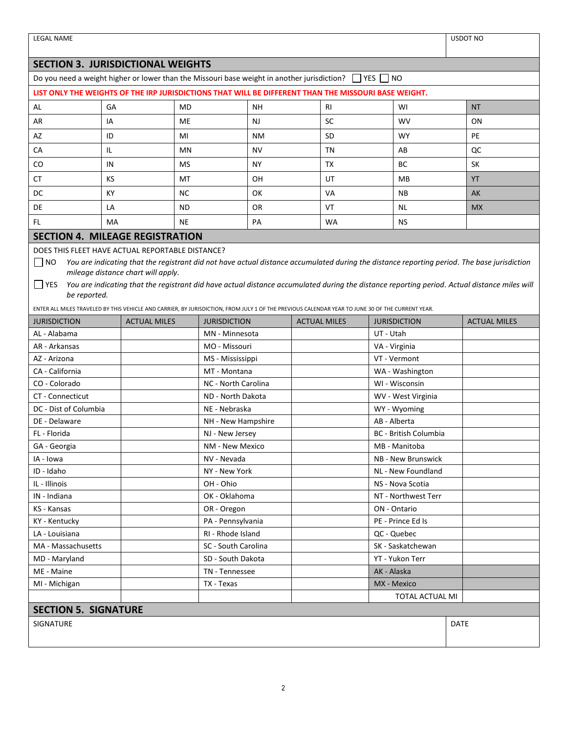| LEGAL NAME | USDOT NO |
|---|---|
| | |

## SECTION 3. JURISDICTIONAL WEIGHTS

Do you need a weight higher or lower than the Missouri base weight in another jurisdiction? ☐ YES ☐ NO

**LIST ONLY THE WEIGHTS OF THE IRP JURISDICTIONS THAT WILL BE DIFFERENT THAN THE MISSOURI BASE WEIGHT.**

| | | | | | | |
|---|---|---|---|---|---|---|
| AL | GA | MD | NH | RI | WI | NT |
| AR | IA | ME | NJ | SC | WV | ON |
| AZ | ID | MI | NM | SD | WY | PE |
| CA | IL | MN | NV | TN | AB | QC |
| CO | IN | MS | NY | TX | BC | SK |
| CT | KS | MT | OH | UT | MB | YT |
| DC | KY | NC | OK | VA | NB | AK |
| DE | LA | ND | OR | VT | NL | MX |
| FL | MA | NE | PA | WA | NS | |

## SECTION 4. MILEAGE REGISTRATION

DOES THIS FLEET HAVE ACTUAL REPORTABLE DISTANCE?

☐ NO *You are indicating that the registrant did not have actual distance accumulated during the distance reporting period. The base jurisdiction mileage distance chart will apply.*

☐ YES *You are indicating that the registrant did have actual distance accumulated during the distance reporting period. Actual distance miles will be reported.*

ENTER ALL MILES TRAVELED BY THIS VEHICLE AND CARRIER, BY JURISDICTION, FROM JULY 1 OF THE PREVIOUS CALENDAR YEAR TO JUNE 30 OF THE CURRENT YEAR.

| JURISDICTION | ACTUAL MILES | JURISDICTION | ACTUAL MILES | JURISDICTION | ACTUAL MILES |
|---|---|---|---|---|---|
| AL - Alabama | | MN - Minnesota | | UT - Utah | |
| AR - Arkansas | | MO - Missouri | | VA - Virginia | |
| AZ - Arizona | | MS - Mississippi | | VT - Vermont | |
| CA - California | | MT - Montana | | WA - Washington | |
| CO - Colorado | | NC - North Carolina | | WI - Wisconsin | |
| CT - Connecticut | | ND - North Dakota | | WV - West Virginia | |
| DC - Dist of Columbia | | NE - Nebraska | | WY - Wyoming | |
| DE - Delaware | | NH - New Hampshire | | AB - Alberta | |
| FL - Florida | | NJ - New Jersey | | BC - British Columbia | |
| GA - Georgia | | NM - New Mexico | | MB - Manitoba | |
| IA - Iowa | | NV - Nevada | | NB - New Brunswick | |
| ID - Idaho | | NY - New York | | NL - New Foundland | |
| IL - Illinois | | OH - Ohio | | NS - Nova Scotia | |
| IN - Indiana | | OK - Oklahoma | | NT - Northwest Terr | |
| KS - Kansas | | OR - Oregon | | ON - Ontario | |
| KY - Kentucky | | PA - Pennsylvania | | PE - Prince Ed Is | |
| LA - Louisiana | | RI - Rhode Island | | QC - Quebec | |
| MA - Massachusetts | | SC - South Carolina | | SK - Saskatchewan | |
| MD - Maryland | | SD - South Dakota | | YT - Yukon Terr | |
| ME - Maine | | TN - Tennessee | | AK - Alaska | |
| MI - Michigan | | TX - Texas | | MX - Mexico | |
| | | | | TOTAL ACTUAL MI | |

## SECTION 5. SIGNATURE

| SIGNATURE | DATE |
|---|---|
| | |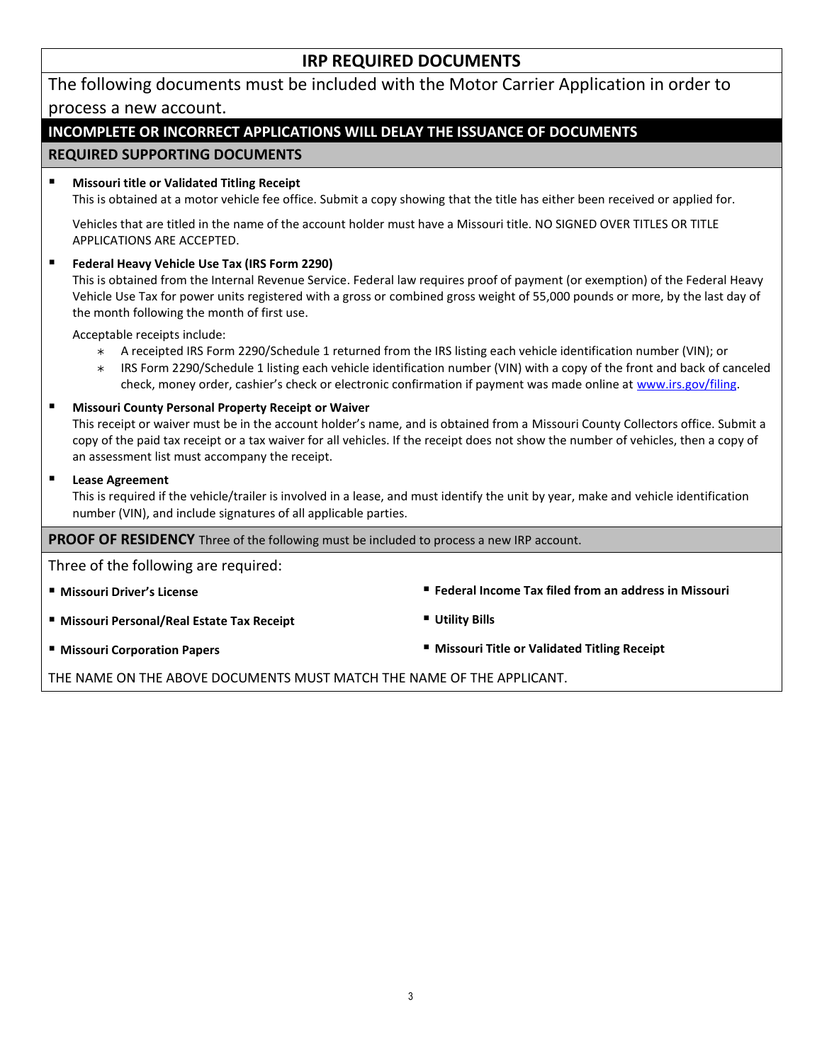# IRP REQUIRED DOCUMENTS

The following documents must be included with the Motor Carrier Application in order to process a new account.

**INCOMPLETE OR INCORRECT APPLICATIONS WILL DELAY THE ISSUANCE OF DOCUMENTS**

## REQUIRED SUPPORTING DOCUMENTS

- **Missouri title or Validated Titling Receipt**
  This is obtained at a motor vehicle fee office. Submit a copy showing that the title has either been received or applied for.

  Vehicles that are titled in the name of the account holder must have a Missouri title. NO SIGNED OVER TITLES OR TITLE APPLICATIONS ARE ACCEPTED.

- **Federal Heavy Vehicle Use Tax (IRS Form 2290)**
  This is obtained from the Internal Revenue Service. Federal law requires proof of payment (or exemption) of the Federal Heavy Vehicle Use Tax for power units registered with a gross or combined gross weight of 55,000 pounds or more, by the last day of the month following the month of first use.

  Acceptable receipts include:
  - A receipted IRS Form 2290/Schedule 1 returned from the IRS listing each vehicle identification number (VIN); or
  - IRS Form 2290/Schedule 1 listing each vehicle identification number (VIN) with a copy of the front and back of canceled check, money order, cashier's check or electronic confirmation if payment was made online at www.irs.gov/filing.

- **Missouri County Personal Property Receipt or Waiver**
  This receipt or waiver must be in the account holder's name, and is obtained from a Missouri County Collectors office. Submit a copy of the paid tax receipt or a tax waiver for all vehicles. If the receipt does not show the number of vehicles, then a copy of an assessment list must accompany the receipt.

- **Lease Agreement**
  This is required if the vehicle/trailer is involved in a lease, and must identify the unit by year, make and vehicle identification number (VIN), and include signatures of all applicable parties.

## PROOF OF RESIDENCY

Three of the following must be included to process a new IRP account.

Three of the following are required:

- **Missouri Driver's License**
- **Missouri Personal/Real Estate Tax Receipt**
- **Missouri Corporation Papers**
- **Federal Income Tax filed from an address in Missouri**
- **Utility Bills**
- **Missouri Title or Validated Titling Receipt**

THE NAME ON THE ABOVE DOCUMENTS MUST MATCH THE NAME OF THE APPLICANT.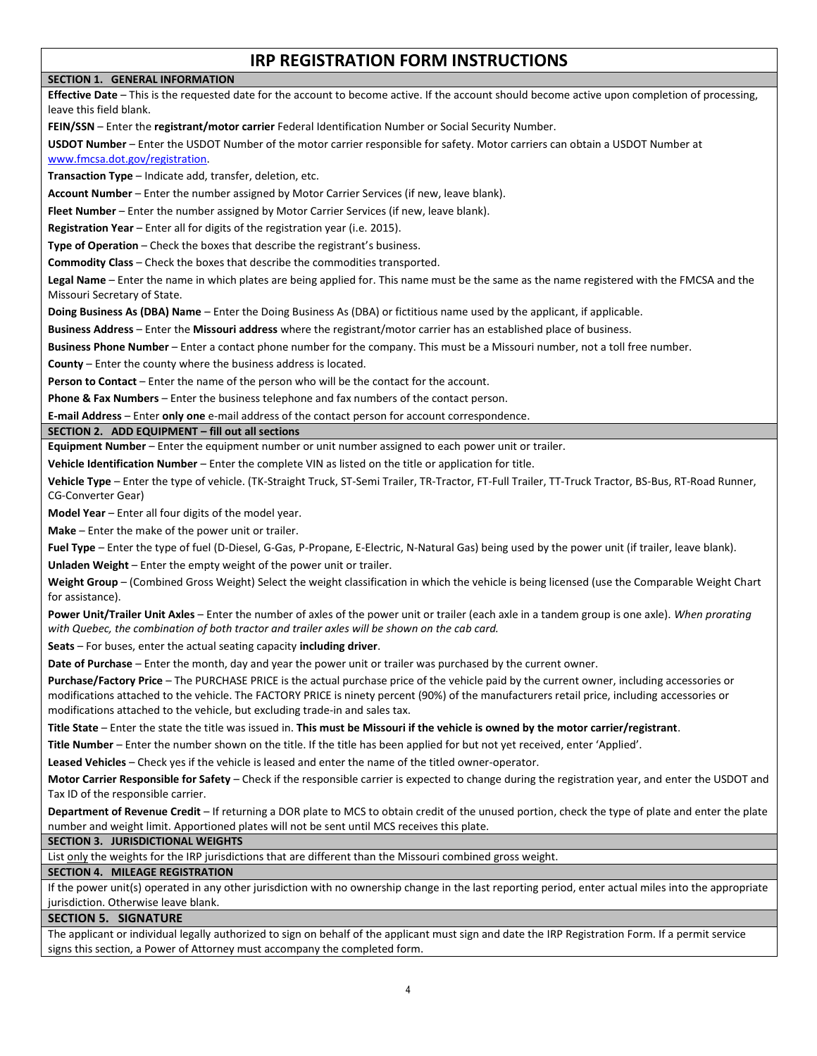# IRP REGISTRATION FORM INSTRUCTIONS

## SECTION 1. GENERAL INFORMATION

**Effective Date** – This is the requested date for the account to become active. If the account should become active upon completion of processing, leave this field blank.

**FEIN/SSN** – Enter the **registrant/motor carrier** Federal Identification Number or Social Security Number.

**USDOT Number** – Enter the USDOT Number of the motor carrier responsible for safety. Motor carriers can obtain a USDOT Number at www.fmcsa.dot.gov/registration.

**Transaction Type** – Indicate add, transfer, deletion, etc.

**Account Number** – Enter the number assigned by Motor Carrier Services (if new, leave blank).

**Fleet Number** – Enter the number assigned by Motor Carrier Services (if new, leave blank).

**Registration Year** – Enter all for digits of the registration year (i.e. 2015).

**Type of Operation** – Check the boxes that describe the registrant's business.

**Commodity Class** – Check the boxes that describe the commodities transported.

**Legal Name** – Enter the name in which plates are being applied for. This name must be the same as the name registered with the FMCSA and the Missouri Secretary of State.

**Doing Business As (DBA) Name** – Enter the Doing Business As (DBA) or fictitious name used by the applicant, if applicable.

**Business Address** – Enter the **Missouri address** where the registrant/motor carrier has an established place of business.

**Business Phone Number** – Enter a contact phone number for the company. This must be a Missouri number, not a toll free number.

**County** – Enter the county where the business address is located.

**Person to Contact** – Enter the name of the person who will be the contact for the account.

**Phone & Fax Numbers** – Enter the business telephone and fax numbers of the contact person.

**E-mail Address** – Enter **only one** e-mail address of the contact person for account correspondence.

## SECTION 2. ADD EQUIPMENT – fill out all sections

**Equipment Number** – Enter the equipment number or unit number assigned to each power unit or trailer.

**Vehicle Identification Number** – Enter the complete VIN as listed on the title or application for title.

**Vehicle Type** – Enter the type of vehicle. (TK-Straight Truck, ST-Semi Trailer, TR-Tractor, FT-Full Trailer, TT-Truck Tractor, BS-Bus, RT-Road Runner, CG-Converter Gear)

**Model Year** – Enter all four digits of the model year.

**Make** – Enter the make of the power unit or trailer.

**Fuel Type** – Enter the type of fuel (D-Diesel, G-Gas, P-Propane, E-Electric, N-Natural Gas) being used by the power unit (if trailer, leave blank).

**Unladen Weight** – Enter the empty weight of the power unit or trailer.

**Weight Group** – (Combined Gross Weight) Select the weight classification in which the vehicle is being licensed (use the Comparable Weight Chart for assistance).

**Power Unit/Trailer Unit Axles** – Enter the number of axles of the power unit or trailer (each axle in a tandem group is one axle). *When prorating with Quebec, the combination of both tractor and trailer axles will be shown on the cab card.*

**Seats** – For buses, enter the actual seating capacity **including driver**.

**Date of Purchase** – Enter the month, day and year the power unit or trailer was purchased by the current owner.

**Purchase/Factory Price** – The PURCHASE PRICE is the actual purchase price of the vehicle paid by the current owner, including accessories or modifications attached to the vehicle. The FACTORY PRICE is ninety percent (90%) of the manufacturers retail price, including accessories or modifications attached to the vehicle, but excluding trade-in and sales tax.

**Title State** – Enter the state the title was issued in. **This must be Missouri if the vehicle is owned by the motor carrier/registrant**.

**Title Number** – Enter the number shown on the title. If the title has been applied for but not yet received, enter 'Applied'.

**Leased Vehicles** – Check yes if the vehicle is leased and enter the name of the titled owner-operator.

**Motor Carrier Responsible for Safety** – Check if the responsible carrier is expected to change during the registration year, and enter the USDOT and Tax ID of the responsible carrier.

**Department of Revenue Credit** – If returning a DOR plate to MCS to obtain credit of the unused portion, check the type of plate and enter the plate number and weight limit. Apportioned plates will not be sent until MCS receives this plate.

## SECTION 3. JURISDICTIONAL WEIGHTS

List only the weights for the IRP jurisdictions that are different than the Missouri combined gross weight.

## SECTION 4. MILEAGE REGISTRATION

If the power unit(s) operated in any other jurisdiction with no ownership change in the last reporting period, enter actual miles into the appropriate jurisdiction. Otherwise leave blank.

## SECTION 5. SIGNATURE

The applicant or individual legally authorized to sign on behalf of the applicant must sign and date the IRP Registration Form. If a permit service signs this section, a Power of Attorney must accompany the completed form.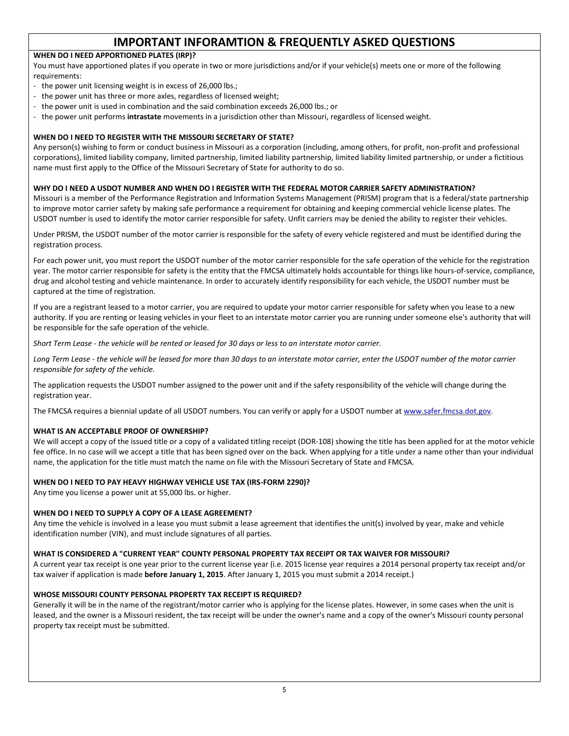# IMPORTANT INFORAMTION & FREQUENTLY ASKED QUESTIONS

**WHEN DO I NEED APPORTIONED PLATES (IRP)?**

You must have apportioned plates if you operate in two or more jurisdictions and/or if your vehicle(s) meets one or more of the following requirements:

- the power unit licensing weight is in excess of 26,000 lbs.;
- the power unit has three or more axles, regardless of licensed weight;
- the power unit is used in combination and the said combination exceeds 26,000 lbs.; or
- the power unit performs **intrastate** movements in a jurisdiction other than Missouri, regardless of licensed weight.

**WHEN DO I NEED TO REGISTER WITH THE MISSOURI SECRETARY OF STATE?**

Any person(s) wishing to form or conduct business in Missouri as a corporation (including, among others, for profit, non-profit and professional corporations), limited liability company, limited partnership, limited liability partnership, limited liability limited partnership, or under a fictitious name must first apply to the Office of the Missouri Secretary of State for authority to do so.

**WHY DO I NEED A USDOT NUMBER AND WHEN DO I REGISTER WITH THE FEDERAL MOTOR CARRIER SAFETY ADMINISTRATION?**

Missouri is a member of the Performance Registration and Information Systems Management (PRISM) program that is a federal/state partnership to improve motor carrier safety by making safe performance a requirement for obtaining and keeping commercial vehicle license plates. The USDOT number is used to identify the motor carrier responsible for safety. Unfit carriers may be denied the ability to register their vehicles.

Under PRISM, the USDOT number of the motor carrier is responsible for the safety of every vehicle registered and must be identified during the registration process.

For each power unit, you must report the USDOT number of the motor carrier responsible for the safe operation of the vehicle for the registration year. The motor carrier responsible for safety is the entity that the FMCSA ultimately holds accountable for things like hours-of-service, compliance, drug and alcohol testing and vehicle maintenance. In order to accurately identify responsibility for each vehicle, the USDOT number must be captured at the time of registration.

If you are a registrant leased to a motor carrier, you are required to update your motor carrier responsible for safety when you lease to a new authority. If you are renting or leasing vehicles in your fleet to an interstate motor carrier you are running under someone else's authority that will be responsible for the safe operation of the vehicle.

*Short Term Lease - the vehicle will be rented or leased for 30 days or less to an interstate motor carrier.*

*Long Term Lease - the vehicle will be leased for more than 30 days to an interstate motor carrier, enter the USDOT number of the motor carrier responsible for safety of the vehicle.*

The application requests the USDOT number assigned to the power unit and if the safety responsibility of the vehicle will change during the registration year.

The FMCSA requires a biennial update of all USDOT numbers. You can verify or apply for a USDOT number at www.safer.fmcsa.dot.gov.

**WHAT IS AN ACCEPTABLE PROOF OF OWNERSHIP?**

We will accept a copy of the issued title or a copy of a validated titling receipt (DOR-108) showing the title has been applied for at the motor vehicle fee office. In no case will we accept a title that has been signed over on the back. When applying for a title under a name other than your individual name, the application for the title must match the name on file with the Missouri Secretary of State and FMCSA.

**WHEN DO I NEED TO PAY HEAVY HIGHWAY VEHICLE USE TAX (IRS-FORM 2290)?**

Any time you license a power unit at 55,000 lbs. or higher.

**WHEN DO I NEED TO SUPPLY A COPY OF A LEASE AGREEMENT?**

Any time the vehicle is involved in a lease you must submit a lease agreement that identifies the unit(s) involved by year, make and vehicle identification number (VIN), and must include signatures of all parties.

**WHAT IS CONSIDERED A "CURRENT YEAR" COUNTY PERSONAL PROPERTY TAX RECEIPT OR TAX WAIVER FOR MISSOURI?**

A current year tax receipt is one year prior to the current license year (i.e. 2015 license year requires a 2014 personal property tax receipt and/or tax waiver if application is made **before January 1, 2015**. After January 1, 2015 you must submit a 2014 receipt.)

**WHOSE MISSOURI COUNTY PERSONAL PROPERTY TAX RECEIPT IS REQUIRED?**

Generally it will be in the name of the registrant/motor carrier who is applying for the license plates. However, in some cases when the unit is leased, and the owner is a Missouri resident, the tax receipt will be under the owner's name and a copy of the owner's Missouri county personal property tax receipt must be submitted.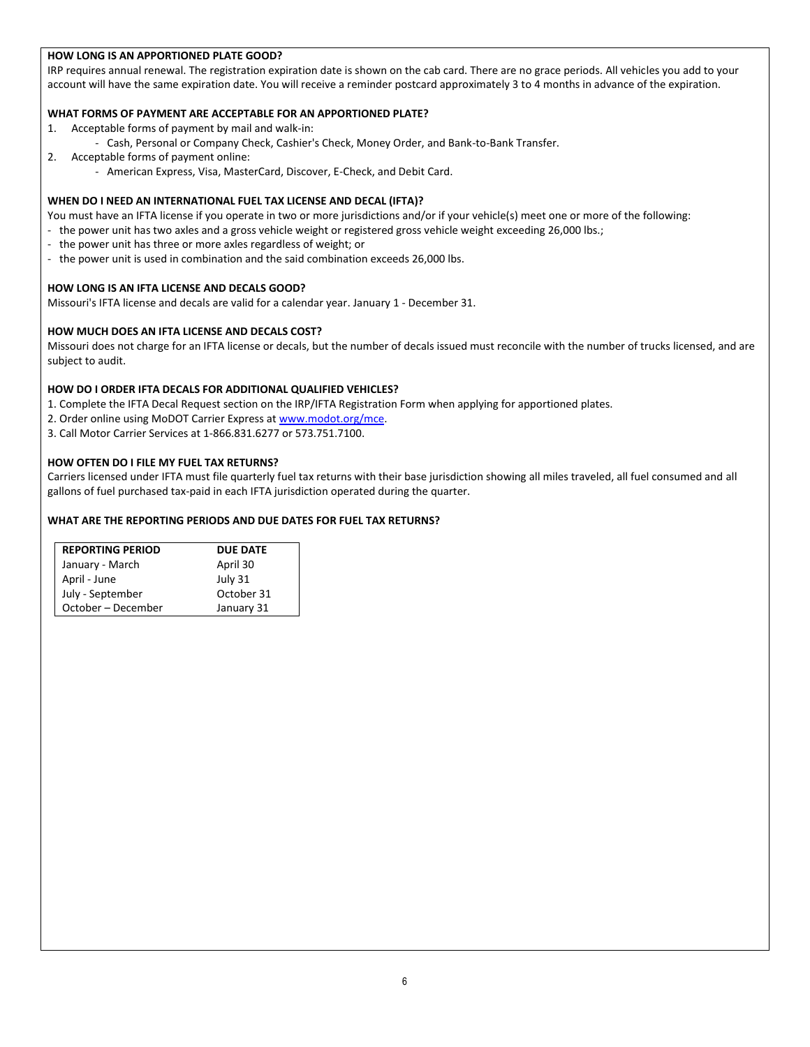**HOW LONG IS AN APPORTIONED PLATE GOOD?**

IRP requires annual renewal. The registration expiration date is shown on the cab card. There are no grace periods. All vehicles you add to your account will have the same expiration date. You will receive a reminder postcard approximately 3 to 4 months in advance of the expiration.

**WHAT FORMS OF PAYMENT ARE ACCEPTABLE FOR AN APPORTIONED PLATE?**

1. Acceptable forms of payment by mail and walk-in:
   - Cash, Personal or Company Check, Cashier's Check, Money Order, and Bank-to-Bank Transfer.
2. Acceptable forms of payment online:
   - American Express, Visa, MasterCard, Discover, E-Check, and Debit Card.

**WHEN DO I NEED AN INTERNATIONAL FUEL TAX LICENSE AND DECAL (IFTA)?**

You must have an IFTA license if you operate in two or more jurisdictions and/or if your vehicle(s) meet one or more of the following:

- the power unit has two axles and a gross vehicle weight or registered gross vehicle weight exceeding 26,000 lbs.;
- the power unit has three or more axles regardless of weight; or
- the power unit is used in combination and the said combination exceeds 26,000 lbs.

**HOW LONG IS AN IFTA LICENSE AND DECALS GOOD?**

Missouri's IFTA license and decals are valid for a calendar year. January 1 - December 31.

**HOW MUCH DOES AN IFTA LICENSE AND DECALS COST?**

Missouri does not charge for an IFTA license or decals, but the number of decals issued must reconcile with the number of trucks licensed, and are subject to audit.

**HOW DO I ORDER IFTA DECALS FOR ADDITIONAL QUALIFIED VEHICLES?**

1. Complete the IFTA Decal Request section on the IRP/IFTA Registration Form when applying for apportioned plates.
2. Order online using MoDOT Carrier Express at www.modot.org/mce.
3. Call Motor Carrier Services at 1-866.831.6277 or 573.751.7100.

**HOW OFTEN DO I FILE MY FUEL TAX RETURNS?**

Carriers licensed under IFTA must file quarterly fuel tax returns with their base jurisdiction showing all miles traveled, all fuel consumed and all gallons of fuel purchased tax-paid in each IFTA jurisdiction operated during the quarter.

**WHAT ARE THE REPORTING PERIODS AND DUE DATES FOR FUEL TAX RETURNS?**

| REPORTING PERIOD | DUE DATE |
|---|---|
| January - March | April 30 |
| April - June | July 31 |
| July - September | October 31 |
| October – December | January 31 |